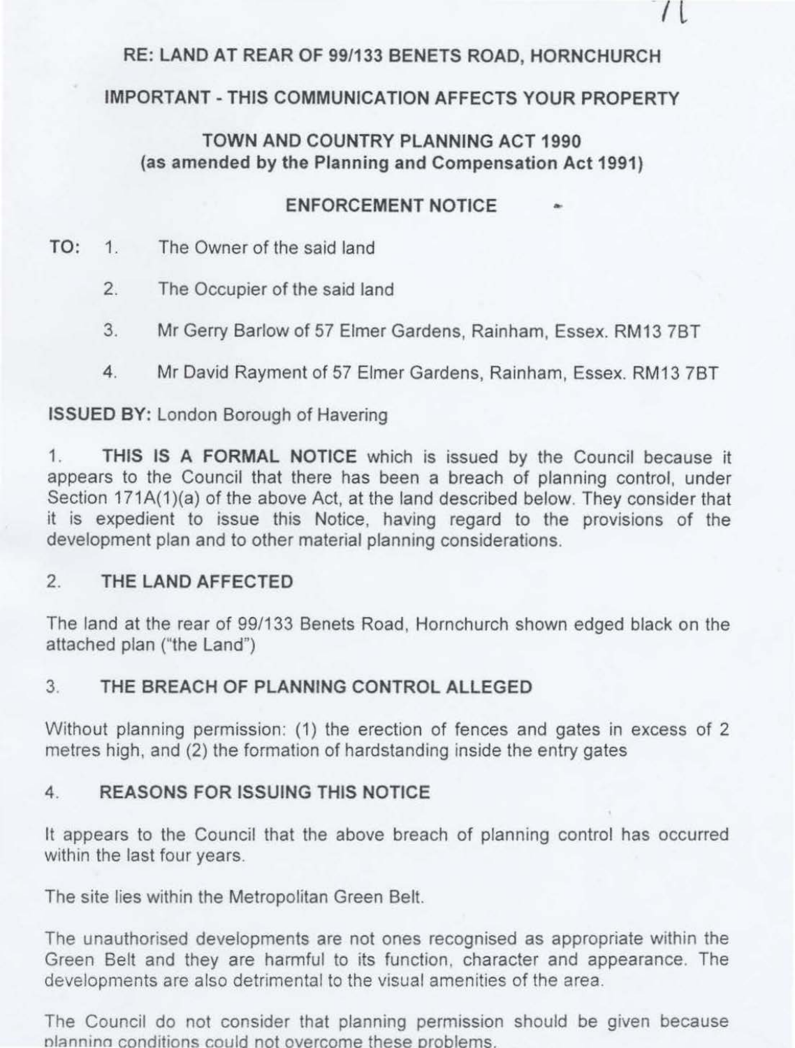# RE: LAND AT REAR OF 99/133 BENETS ROAD, HORNCHURCH

**IMPORTANT - THIS COMMUNICATION AFFECTS YOUR PROPERTY**

**TOWN AND COUNTRY PLANNING ACT 1990**
**(as amended by the Planning and Compensation Act 1991)**

## ENFORCEMENT NOTICE

**TO:**
1. The Owner of the said land
2. The Occupier of the said land
3. Mr Gerry Barlow of 57 Elmer Gardens, Rainham, Essex. RM13 7BT
4. Mr David Rayment of 57 Elmer Gardens, Rainham, Essex. RM13 7BT

**ISSUED BY:** London Borough of Havering

1. **THIS IS A FORMAL NOTICE** which is issued by the Council because it appears to the Council that there has been a breach of planning control, under Section 171A(1)(a) of the above Act, at the land described below. They consider that it is expedient to issue this Notice, having regard to the provisions of the development plan and to other material planning considerations.

## 2. THE LAND AFFECTED

The land at the rear of 99/133 Benets Road, Hornchurch shown edged black on the attached plan ("the Land")

## 3. THE BREACH OF PLANNING CONTROL ALLEGED

Without planning permission: (1) the erection of fences and gates in excess of 2 metres high, and (2) the formation of hardstanding inside the entry gates

## 4. REASONS FOR ISSUING THIS NOTICE

It appears to the Council that the above breach of planning control has occurred within the last four years.

The site lies within the Metropolitan Green Belt.

The unauthorised developments are not ones recognised as appropriate within the Green Belt and they are harmful to its function, character and appearance. The developments are also detrimental to the visual amenities of the area.

The Council do not consider that planning permission should be given because planning conditions could not overcome these problems.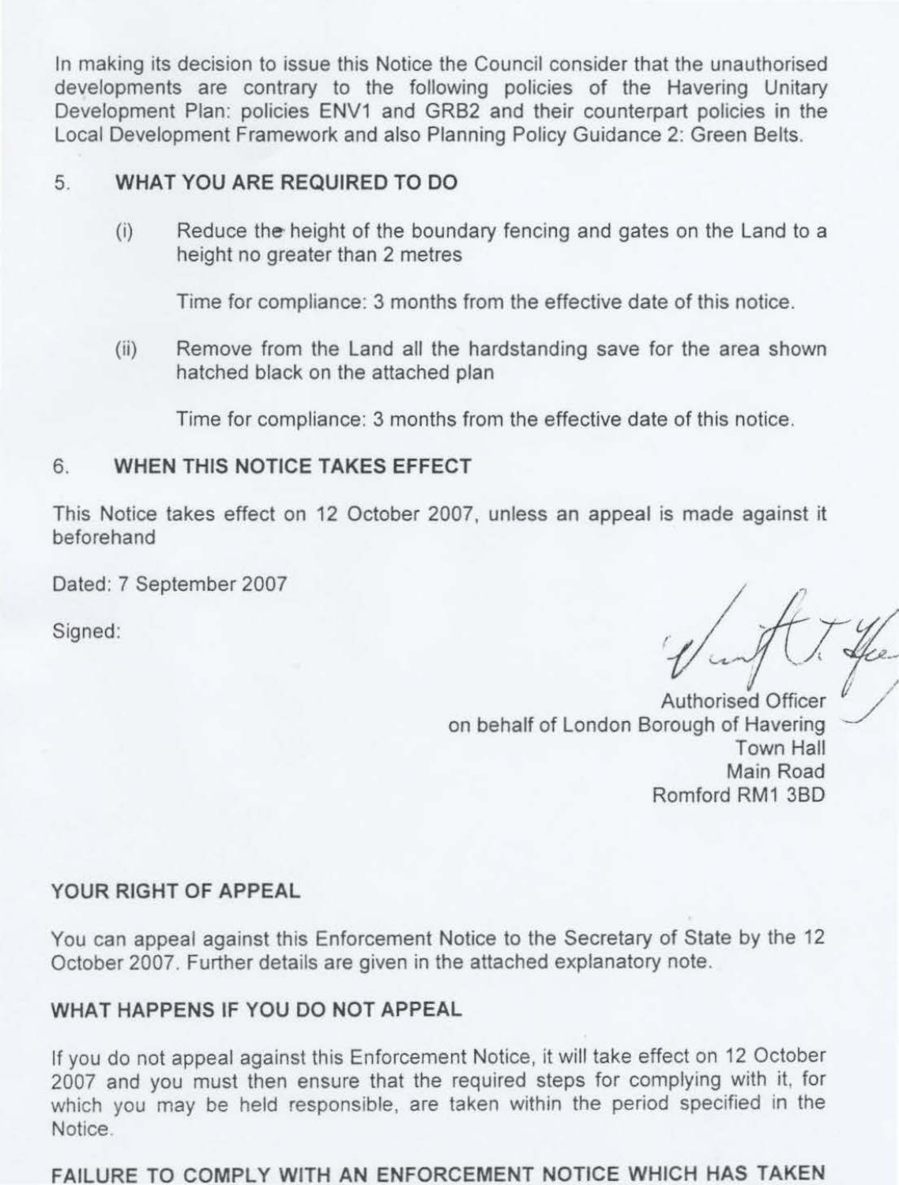In making its decision to issue this Notice the Council consider that the unauthorised developments are contrary to the following policies of the Havering Unitary Development Plan: policies ENV1 and GRB2 and their counterpart policies in the Local Development Framework and also Planning Policy Guidance 2: Green Belts.

## 5. WHAT YOU ARE REQUIRED TO DO

(i) Reduce the height of the boundary fencing and gates on the Land to a height no greater than 2 metres

Time for compliance: 3 months from the effective date of this notice.

(ii) Remove from the Land all the hardstanding save for the area shown hatched black on the attached plan

Time for compliance: 3 months from the effective date of this notice.

## 6. WHEN THIS NOTICE TAKES EFFECT

This Notice takes effect on 12 October 2007, unless an appeal is made against it beforehand

Dated: 7 September 2007

Signed:

Authorised Officer
on behalf of London Borough of Havering
Town Hall
Main Road
Romford RM1 3BD

## YOUR RIGHT OF APPEAL

You can appeal against this Enforcement Notice to the Secretary of State by the 12 October 2007. Further details are given in the attached explanatory note.

## WHAT HAPPENS IF YOU DO NOT APPEAL

If you do not appeal against this Enforcement Notice, it will take effect on 12 October 2007 and you must then ensure that the required steps for complying with it, for which you may be held responsible, are taken within the period specified in the Notice.

## FAILURE TO COMPLY WITH AN ENFORCEMENT NOTICE WHICH HAS TAKEN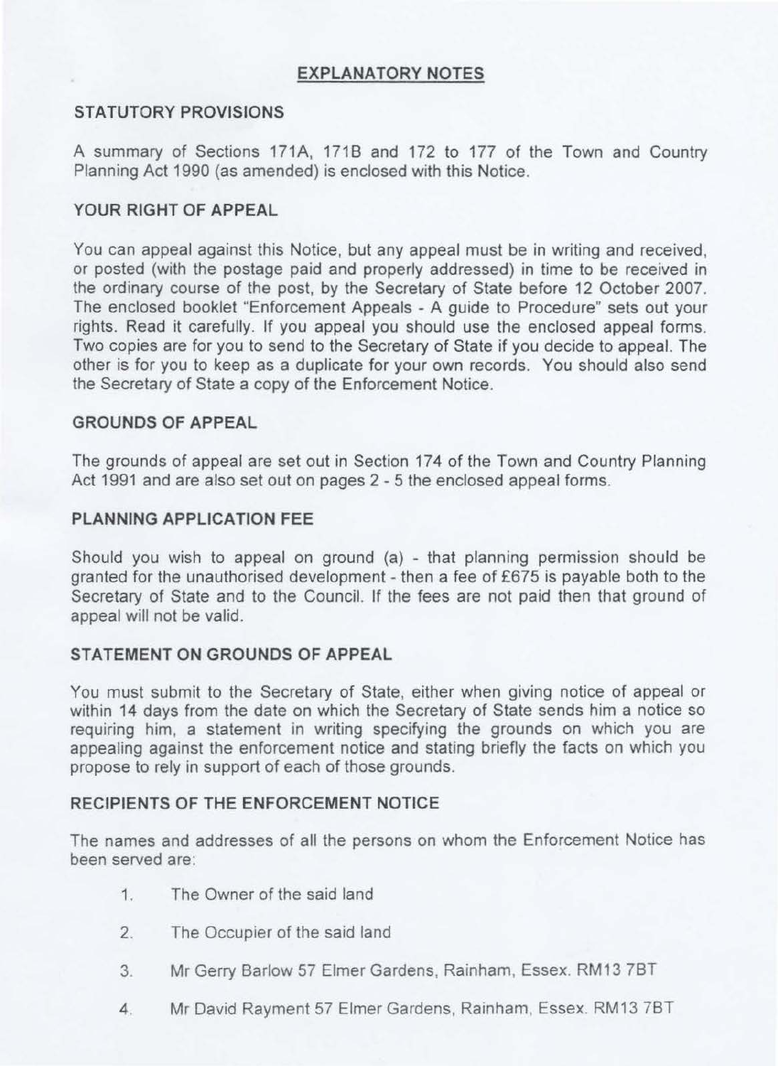# EXPLANATORY NOTES

## STATUTORY PROVISIONS

A summary of Sections 171A, 171B and 172 to 177 of the Town and Country Planning Act 1990 (as amended) is enclosed with this Notice.

## YOUR RIGHT OF APPEAL

You can appeal against this Notice, but any appeal must be in writing and received, or posted (with the postage paid and properly addressed) in time to be received in the ordinary course of the post, by the Secretary of State before 12 October 2007. The enclosed booklet "Enforcement Appeals - A guide to Procedure" sets out your rights. Read it carefully. If you appeal you should use the enclosed appeal forms. Two copies are for you to send to the Secretary of State if you decide to appeal. The other is for you to keep as a duplicate for your own records. You should also send the Secretary of State a copy of the Enforcement Notice.

## GROUNDS OF APPEAL

The grounds of appeal are set out in Section 174 of the Town and Country Planning Act 1991 and are also set out on pages 2 - 5 the enclosed appeal forms.

## PLANNING APPLICATION FEE

Should you wish to appeal on ground (a) - that planning permission should be granted for the unauthorised development - then a fee of £675 is payable both to the Secretary of State and to the Council. If the fees are not paid then that ground of appeal will not be valid.

## STATEMENT ON GROUNDS OF APPEAL

You must submit to the Secretary of State, either when giving notice of appeal or within 14 days from the date on which the Secretary of State sends him a notice so requiring him, a statement in writing specifying the grounds on which you are appealing against the enforcement notice and stating briefly the facts on which you propose to rely in support of each of those grounds.

## RECIPIENTS OF THE ENFORCEMENT NOTICE

The names and addresses of all the persons on whom the Enforcement Notice has been served are:

1. The Owner of the said land
2. The Occupier of the said land
3. Mr Gerry Barlow 57 Elmer Gardens, Rainham, Essex. RM13 7BT
4. Mr David Rayment 57 Elmer Gardens, Rainham, Essex. RM13 7BT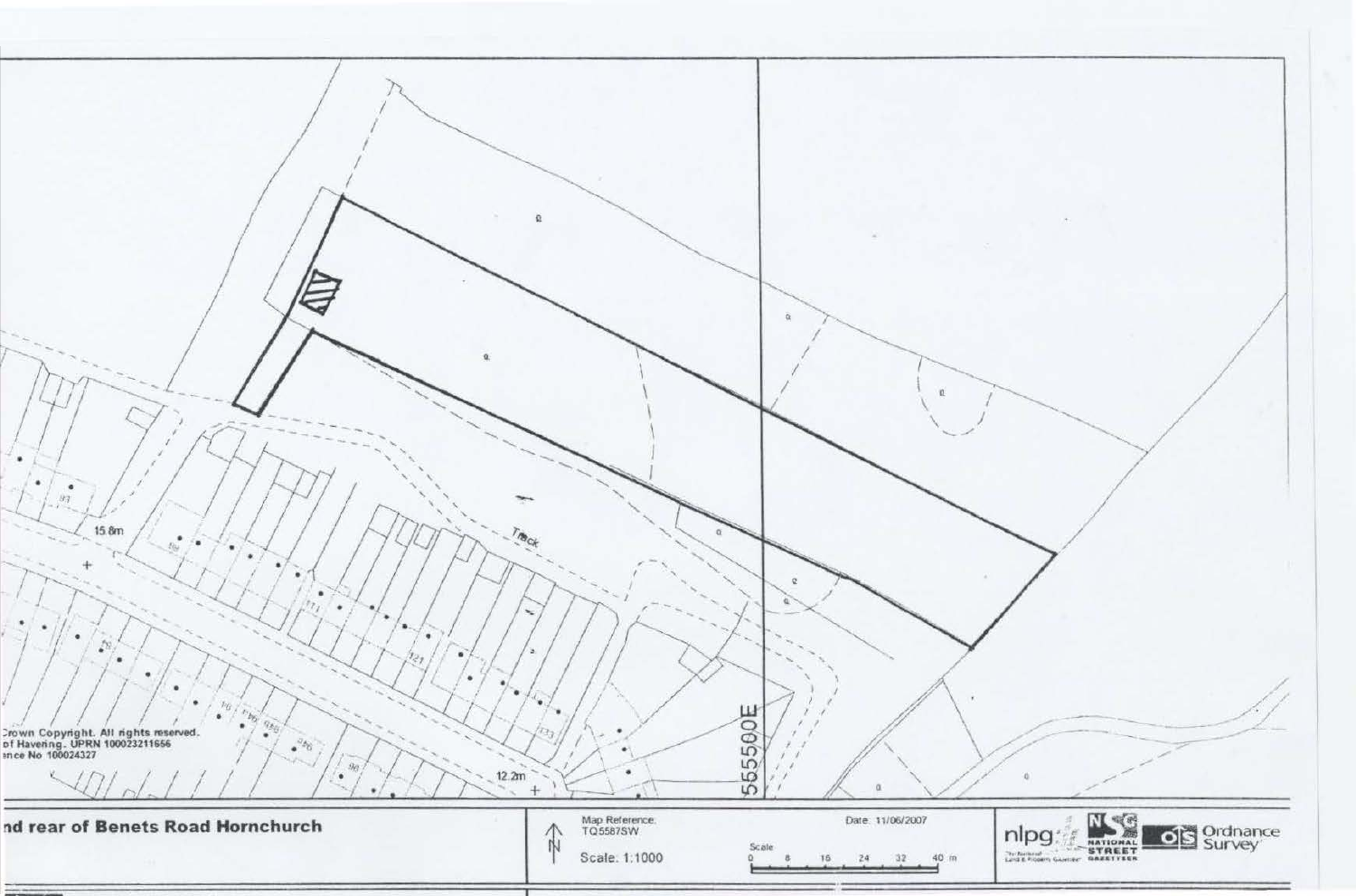Crown Copyright. All rights reserved.
of Havering. UPRN 100023211656
ence No 100024327

15.8m

Track

12.2m

565500E

nd rear of Benets Road Hornchurch

Map Reference: TQ5587SW

Scale: 1:1000

Date: 11/06/2007

Scale
0 8 16 24 32 40 m

nlpg NATIONAL STREET GAZETTEER

Ordnance Survey